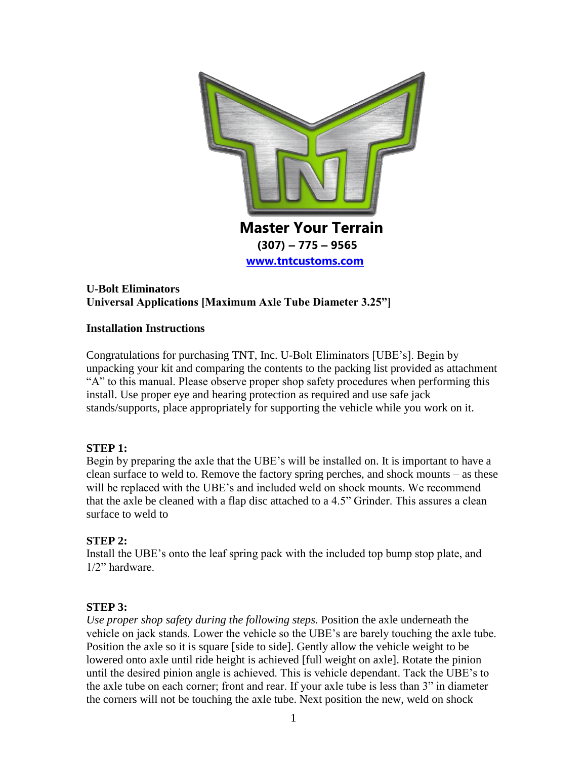**Master Your Terrain**

**(307) – 775 – 9565**

**[www.tntcustoms.com](http://www.tntcustoms.com)**

**U-Bolt Eliminators**
**Universal Applications [Maximum Axle Tube Diameter 3.25"]**

**Installation Instructions**

Congratulations for purchasing TNT, Inc. U-Bolt Eliminators [UBE's]. Begin by unpacking your kit and comparing the contents to the packing list provided as attachment "A" to this manual. Please observe proper shop safety procedures when performing this install. Use proper eye and hearing protection as required and use safe jack stands/supports, place appropriately for supporting the vehicle while you work on it.

**STEP 1:**
Begin by preparing the axle that the UBE's will be installed on. It is important to have a clean surface to weld to. Remove the factory spring perches, and shock mounts – as these will be replaced with the UBE's and included weld on shock mounts. We recommend that the axle be cleaned with a flap disc attached to a 4.5" Grinder. This assures a clean surface to weld to

**STEP 2:**
Install the UBE's onto the leaf spring pack with the included top bump stop plate, and 1/2" hardware.

**STEP 3:**
*Use proper shop safety during the following steps.* Position the axle underneath the vehicle on jack stands. Lower the vehicle so the UBE's are barely touching the axle tube. Position the axle so it is square [side to side]. Gently allow the vehicle weight to be lowered onto axle until ride height is achieved [full weight on axle]. Rotate the pinion until the desired pinion angle is achieved. This is vehicle dependant. Tack the UBE's to the axle tube on each corner; front and rear. If your axle tube is less than 3" in diameter the corners will not be touching the axle tube. Next position the new, weld on shock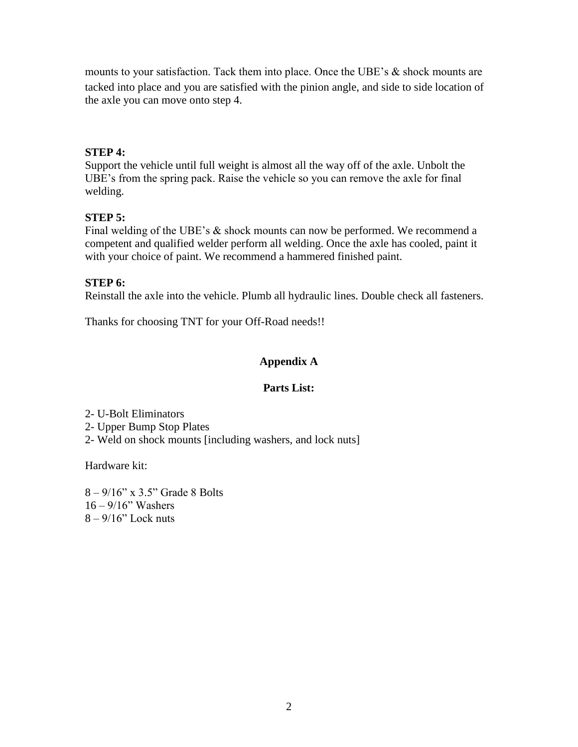mounts to your satisfaction. Tack them into place. Once the UBE's & shock mounts are tacked into place and you are satisfied with the pinion angle, and side to side location of the axle you can move onto step 4.

**STEP 4:**
Support the vehicle until full weight is almost all the way off of the axle. Unbolt the UBE's from the spring pack. Raise the vehicle so you can remove the axle for final welding.

**STEP 5:**
Final welding of the UBE's & shock mounts can now be performed. We recommend a competent and qualified welder perform all welding. Once the axle has cooled, paint it with your choice of paint. We recommend a hammered finished paint.

**STEP 6:**
Reinstall the axle into the vehicle. Plumb all hydraulic lines. Double check all fasteners.

Thanks for choosing TNT for your Off-Road needs!!

## Appendix A

### Parts List:

2- U-Bolt Eliminators
2- Upper Bump Stop Plates
2- Weld on shock mounts [including washers, and lock nuts]

Hardware kit:

8 – 9/16" x 3.5" Grade 8 Bolts
16 – 9/16" Washers
8 – 9/16" Lock nuts